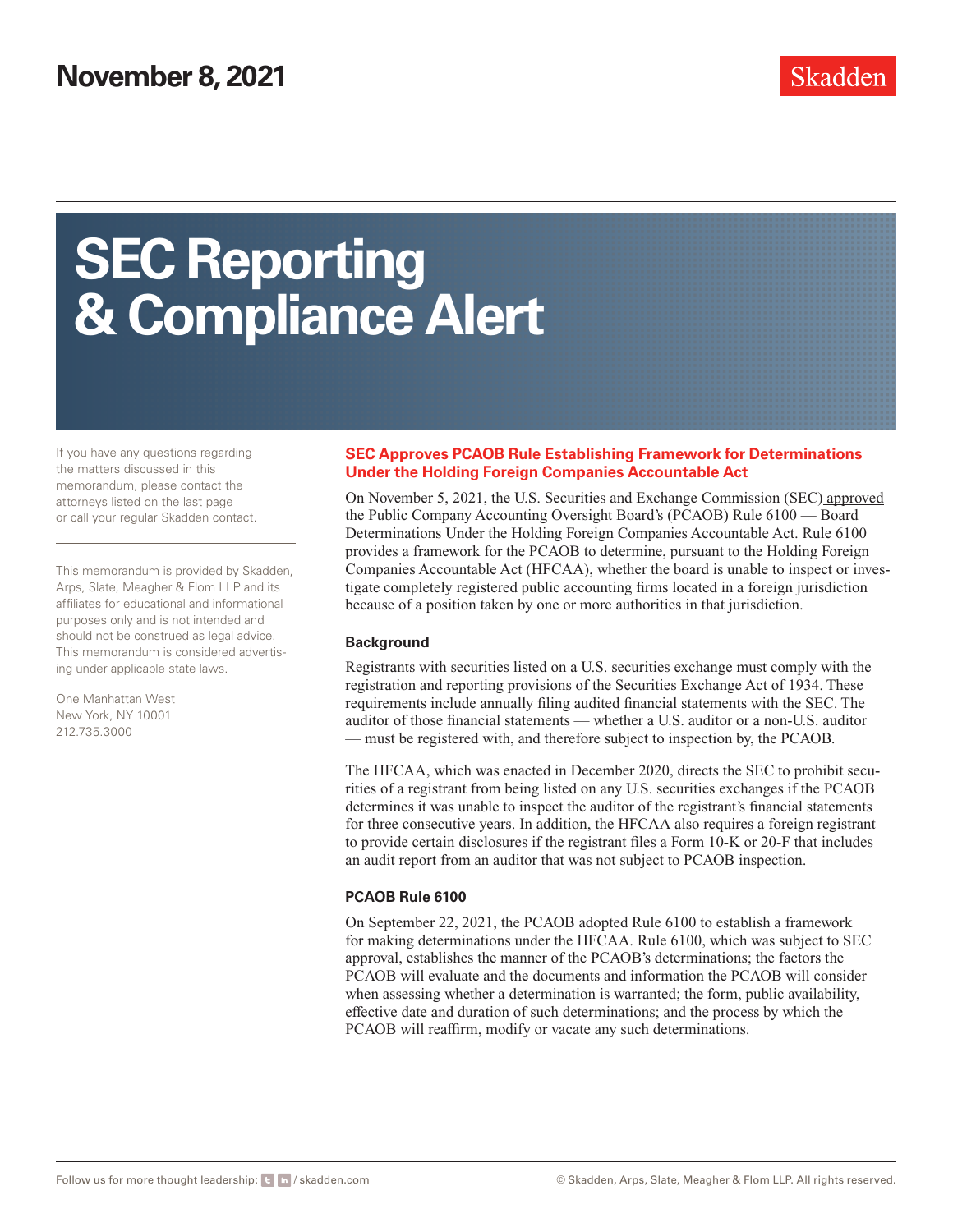November 8, 2021

Skadden

# SEC Reporting & Compliance Alert

If you have any questions regarding the matters discussed in this memorandum, please contact the attorneys listed on the last page or call your regular Skadden contact.

This memorandum is provided by Skadden, Arps, Slate, Meagher & Flom LLP and its affiliates for educational and informational purposes only and is not intended and should not be construed as legal advice. This memorandum is considered advertising under applicable state laws.

One Manhattan West
New York, NY 10001
212.735.3000

## SEC Approves PCAOB Rule Establishing Framework for Determinations Under the Holding Foreign Companies Accountable Act

On November 5, 2021, the U.S. Securities and Exchange Commission (SEC) approved the Public Company Accounting Oversight Board's (PCAOB) Rule 6100 — Board Determinations Under the Holding Foreign Companies Accountable Act. Rule 6100 provides a framework for the PCAOB to determine, pursuant to the Holding Foreign Companies Accountable Act (HFCAA), whether the board is unable to inspect or investigate completely registered public accounting firms located in a foreign jurisdiction because of a position taken by one or more authorities in that jurisdiction.

### Background

Registrants with securities listed on a U.S. securities exchange must comply with the registration and reporting provisions of the Securities Exchange Act of 1934. These requirements include annually filing audited financial statements with the SEC. The auditor of those financial statements — whether a U.S. auditor or a non-U.S. auditor — must be registered with, and therefore subject to inspection by, the PCAOB.

The HFCAA, which was enacted in December 2020, directs the SEC to prohibit securities of a registrant from being listed on any U.S. securities exchanges if the PCAOB determines it was unable to inspect the auditor of the registrant's financial statements for three consecutive years. In addition, the HFCAA also requires a foreign registrant to provide certain disclosures if the registrant files a Form 10-K or 20-F that includes an audit report from an auditor that was not subject to PCAOB inspection.

### PCAOB Rule 6100

On September 22, 2021, the PCAOB adopted Rule 6100 to establish a framework for making determinations under the HFCAA. Rule 6100, which was subject to SEC approval, establishes the manner of the PCAOB's determinations; the factors the PCAOB will evaluate and the documents and information the PCAOB will consider when assessing whether a determination is warranted; the form, public availability, effective date and duration of such determinations; and the process by which the PCAOB will reaffirm, modify or vacate any such determinations.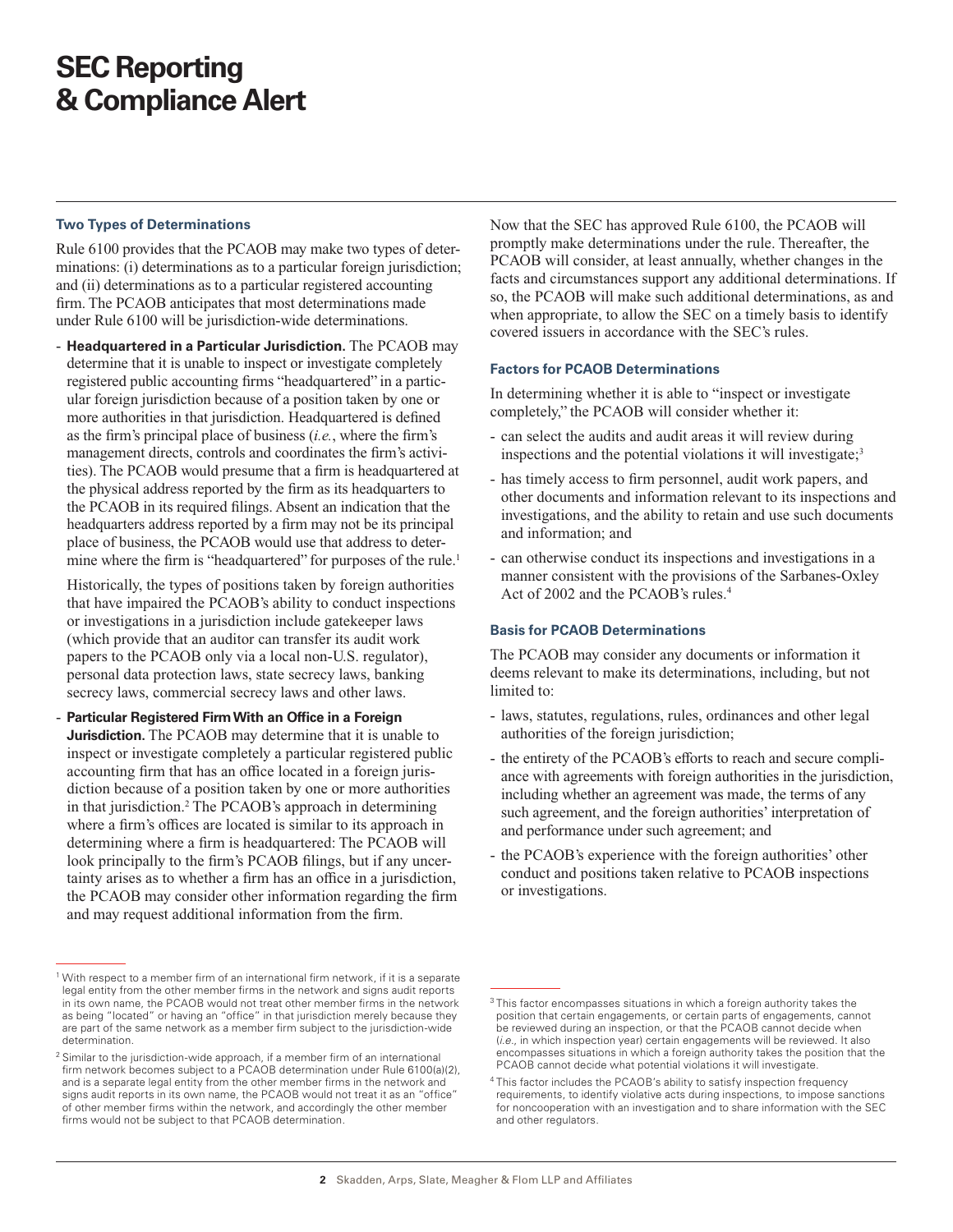### Two Types of Determinations

Rule 6100 provides that the PCAOB may make two types of determinations: (i) determinations as to a particular foreign jurisdiction; and (ii) determinations as to a particular registered accounting firm. The PCAOB anticipates that most determinations made under Rule 6100 will be jurisdiction-wide determinations.

- **Headquartered in a Particular Jurisdiction.** The PCAOB may determine that it is unable to inspect or investigate completely registered public accounting firms "headquartered" in a particular foreign jurisdiction because of a position taken by one or more authorities in that jurisdiction. Headquartered is defined as the firm's principal place of business (*i.e.*, where the firm's management directs, controls and coordinates the firm's activities). The PCAOB would presume that a firm is headquartered at the physical address reported by the firm as its headquarters to the PCAOB in its required filings. Absent an indication that the headquarters address reported by a firm may not be its principal place of business, the PCAOB would use that address to determine where the firm is "headquartered" for purposes of the rule.[1]

  Historically, the types of positions taken by foreign authorities that have impaired the PCAOB's ability to conduct inspections or investigations in a jurisdiction include gatekeeper laws (which provide that an auditor can transfer its audit work papers to the PCAOB only via a local non-U.S. regulator), personal data protection laws, state secrecy laws, banking secrecy laws, commercial secrecy laws and other laws.

- **Particular Registered Firm With an Office in a Foreign Jurisdiction.** The PCAOB may determine that it is unable to inspect or investigate completely a particular registered public accounting firm that has an office located in a foreign jurisdiction because of a position taken by one or more authorities in that jurisdiction.[2] The PCAOB's approach in determining where a firm's offices are located is similar to its approach in determining where a firm is headquartered: The PCAOB will look principally to the firm's PCAOB filings, but if any uncertainty arises as to whether a firm has an office in a jurisdiction, the PCAOB may consider other information regarding the firm and may request additional information from the firm.

Now that the SEC has approved Rule 6100, the PCAOB will promptly make determinations under the rule. Thereafter, the PCAOB will consider, at least annually, whether changes in the facts and circumstances support any additional determinations. If so, the PCAOB will make such additional determinations, as and when appropriate, to allow the SEC on a timely basis to identify covered issuers in accordance with the SEC's rules.

### Factors for PCAOB Determinations

In determining whether it is able to "inspect or investigate completely," the PCAOB will consider whether it:

- can select the audits and audit areas it will review during inspections and the potential violations it will investigate;[3]
- has timely access to firm personnel, audit work papers, and other documents and information relevant to its inspections and investigations, and the ability to retain and use such documents and information; and
- can otherwise conduct its inspections and investigations in a manner consistent with the provisions of the Sarbanes-Oxley Act of 2002 and the PCAOB's rules.[4]

### Basis for PCAOB Determinations

The PCAOB may consider any documents or information it deems relevant to make its determinations, including, but not limited to:

- laws, statutes, regulations, rules, ordinances and other legal authorities of the foreign jurisdiction;
- the entirety of the PCAOB's efforts to reach and secure compliance with agreements with foreign authorities in the jurisdiction, including whether an agreement was made, the terms of any such agreement, and the foreign authorities' interpretation of and performance under such agreement; and
- the PCAOB's experience with the foreign authorities' other conduct and positions taken relative to PCAOB inspections or investigations.

---

[1] With respect to a member firm of an international firm network, if it is a separate legal entity from the other member firms in the network and signs audit reports in its own name, the PCAOB would not treat other member firms in the network as being "located" or having an "office" in that jurisdiction merely because they are part of the same network as a member firm subject to the jurisdiction-wide determination.

[2] Similar to the jurisdiction-wide approach, if a member firm of an international firm network becomes subject to a PCAOB determination under Rule 6100(a)(2), and is a separate legal entity from the other member firms in the network and signs audit reports in its own name, the PCAOB would not treat it as an "office" of other member firms within the network, and accordingly the other member firms would not be subject to that PCAOB determination.

[3] This factor encompasses situations in which a foreign authority takes the position that certain engagements, or certain parts of engagements, cannot be reviewed during an inspection, or that the PCAOB cannot decide when (*i.e.*, in which inspection year) certain engagements will be reviewed. It also encompasses situations in which a foreign authority takes the position that the PCAOB cannot decide what potential violations it will investigate.

[4] This factor includes the PCAOB's ability to satisfy inspection frequency requirements, to identify violative acts during inspections, to impose sanctions for noncooperation with an investigation and to share information with the SEC and other regulators.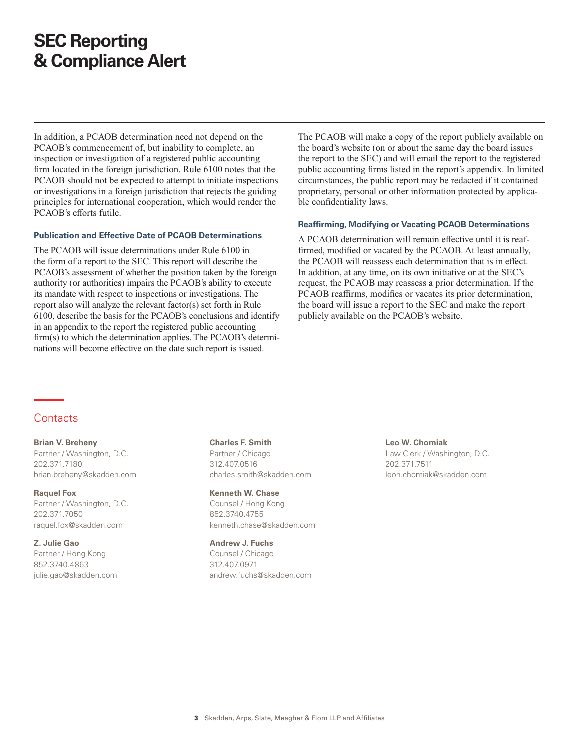In addition, a PCAOB determination need not depend on the PCAOB's commencement of, but inability to complete, an inspection or investigation of a registered public accounting firm located in the foreign jurisdiction. Rule 6100 notes that the PCAOB should not be expected to attempt to initiate inspections or investigations in a foreign jurisdiction that rejects the guiding principles for international cooperation, which would render the PCAOB's efforts futile.

### Publication and Effective Date of PCAOB Determinations

The PCAOB will issue determinations under Rule 6100 in the form of a report to the SEC. This report will describe the PCAOB's assessment of whether the position taken by the foreign authority (or authorities) impairs the PCAOB's ability to execute its mandate with respect to inspections or investigations. The report also will analyze the relevant factor(s) set forth in Rule 6100, describe the basis for the PCAOB's conclusions and identify in an appendix to the report the registered public accounting firm(s) to which the determination applies. The PCAOB's determinations will become effective on the date such report is issued.

The PCAOB will make a copy of the report publicly available on the board's website (on or about the same day the board issues the report to the SEC) and will email the report to the registered public accounting firms listed in the report's appendix. In limited circumstances, the public report may be redacted if it contained proprietary, personal or other information protected by applicable confidentiality laws.

### Reaffirming, Modifying or Vacating PCAOB Determinations

A PCAOB determination will remain effective until it is reaffirmed, modified or vacated by the PCAOB. At least annually, the PCAOB will reassess each determination that is in effect. In addition, at any time, on its own initiative or at the SEC's request, the PCAOB may reassess a prior determination. If the PCAOB reaffirms, modifies or vacates its prior determination, the board will issue a report to the SEC and make the report publicly available on the PCAOB's website.

## Contacts

**Brian V. Breheny**
Partner / Washington, D.C.
202.371.7180
brian.breheny@skadden.com

**Raquel Fox**
Partner / Washington, D.C.
202.371.7050
raquel.fox@skadden.com

**Z. Julie Gao**
Partner / Hong Kong
852.3740.4863
julie.gao@skadden.com

**Charles F. Smith**
Partner / Chicago
312.407.0516
charles.smith@skadden.com

**Kenneth W. Chase**
Counsel / Hong Kong
852.3740.4755
kenneth.chase@skadden.com

**Andrew J. Fuchs**
Counsel / Chicago
312.407.0971
andrew.fuchs@skadden.com

**Leo W. Chomiak**
Law Clerk / Washington, D.C.
202.371.7511
leon.chomiak@skadden.com